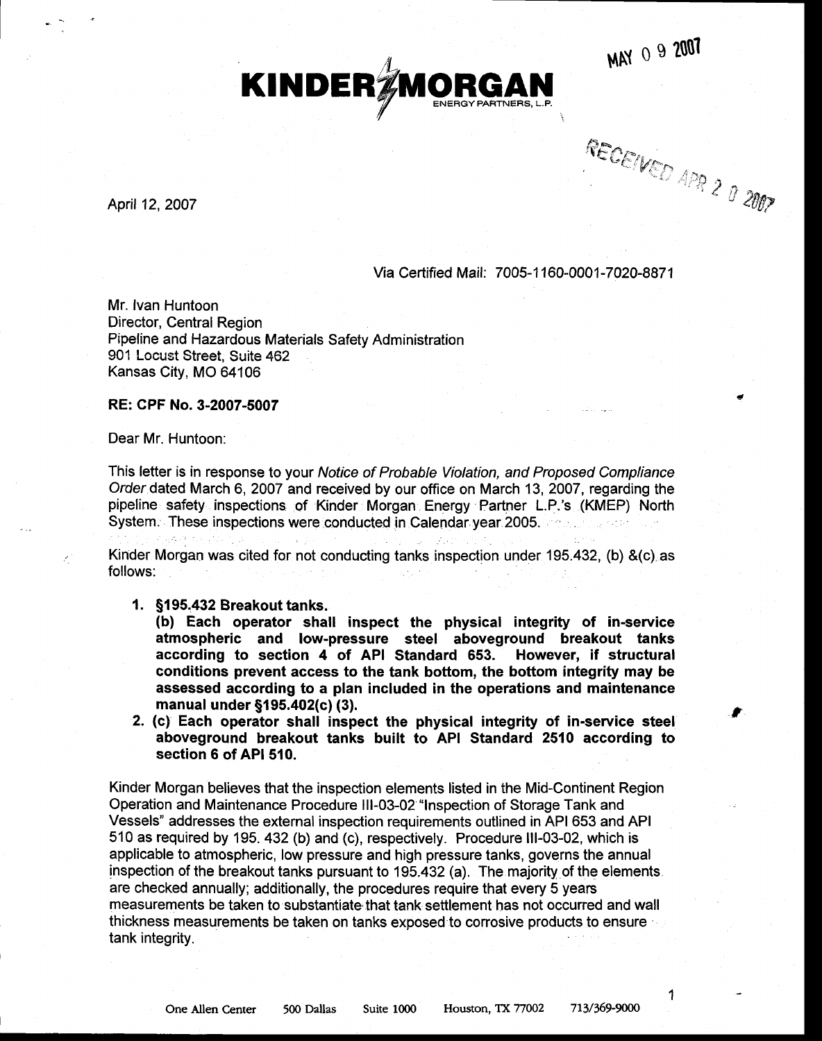MAY 0 9 2007

**KINDER MORGAN**
ENERGY PARTNERS, L.P.

RECEIVED APR 2 0 2007

April 12, 2007

Via Certified Mail: 7005-1160-0001-7020-8871

Mr. Ivan Huntoon
Director, Central Region
Pipeline and Hazardous Materials Safety Administration
901 Locust Street, Suite 462
Kansas City, MO 64106

**RE: CPF No. 3-2007-5007**

Dear Mr. Huntoon:

This letter is in response to your *Notice of Probable Violation, and Proposed Compliance Order* dated March 6, 2007 and received by our office on March 13, 2007, regarding the pipeline safety inspections of Kinder Morgan Energy Partner L.P.'s (KMEP) North System. These inspections were conducted in Calendar year 2005.

Kinder Morgan was cited for not conducting tanks inspection under 195.432, (b) &(c) as follows:

1. **§195.432 Breakout tanks.**
   **(b) Each operator shall inspect the physical integrity of in-service atmospheric and low-pressure steel aboveground breakout tanks according to section 4 of API Standard 653. However, if structural conditions prevent access to the tank bottom, the bottom integrity may be assessed according to a plan included in the operations and maintenance manual under §195.402(c) (3).**
2. **(c) Each operator shall inspect the physical integrity of in-service steel aboveground breakout tanks built to API Standard 2510 according to section 6 of API 510.**

Kinder Morgan believes that the inspection elements listed in the Mid-Continent Region Operation and Maintenance Procedure III-03-02 "Inspection of Storage Tank and Vessels" addresses the external inspection requirements outlined in API 653 and API 510 as required by 195. 432 (b) and (c), respectively. Procedure III-03-02, which is applicable to atmospheric, low pressure and high pressure tanks, governs the annual inspection of the breakout tanks pursuant to 195.432 (a). The majority of the elements are checked annually; additionally, the procedures require that every 5 years measurements be taken to substantiate that tank settlement has not occurred and wall thickness measurements be taken on tanks exposed to corrosive products to ensure tank integrity.

One Allen Center 500 Dallas Suite 1000 Houston, TX 77002 713/369-9000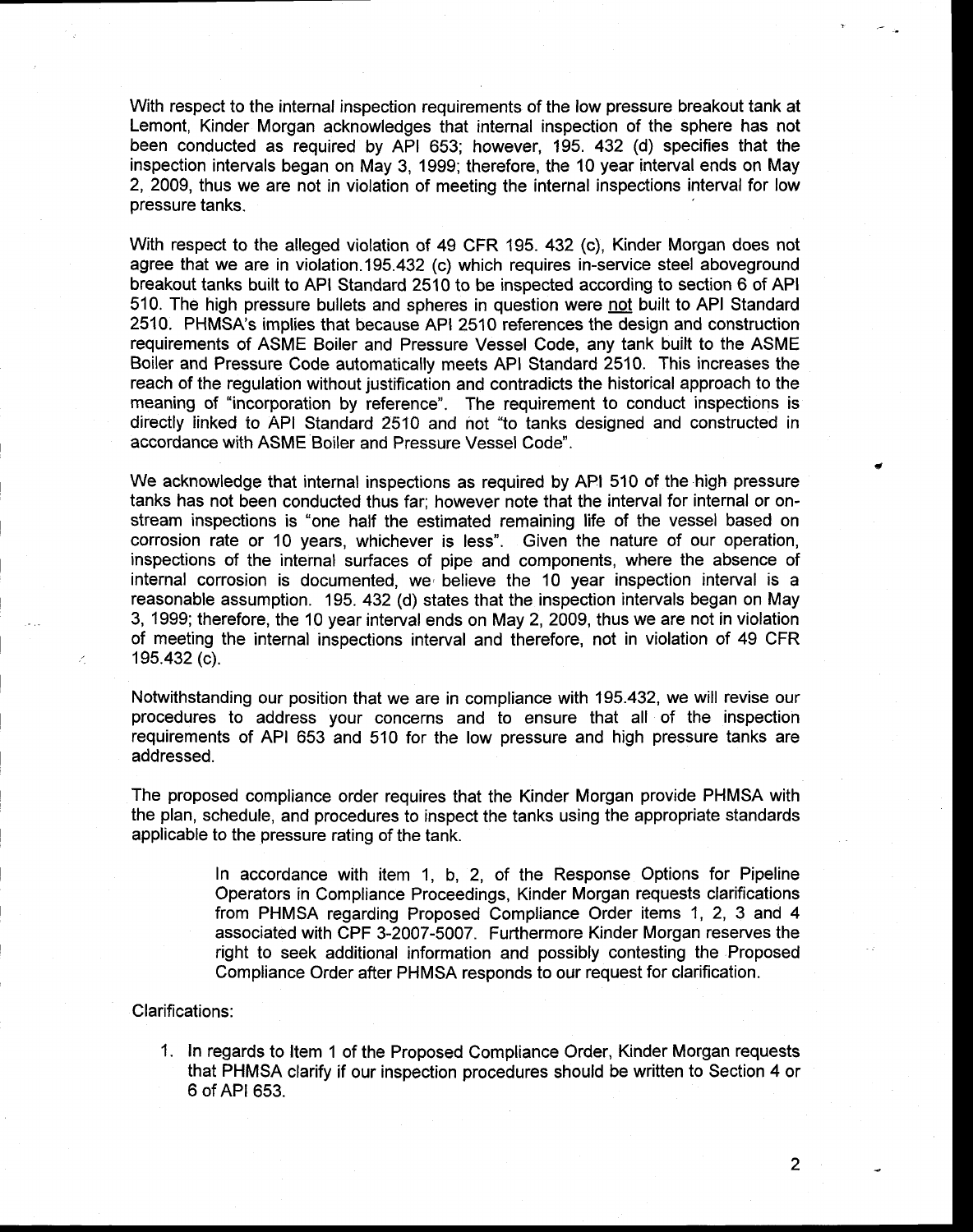With respect to the internal inspection requirements of the low pressure breakout tank at Lemont, Kinder Morgan acknowledges that internal inspection of the sphere has not been conducted as required by API 653; however, 195. 432 (d) specifies that the inspection intervals began on May 3, 1999; therefore, the 10 year interval ends on May 2, 2009, thus we are not in violation of meeting the internal inspections interval for low pressure tanks.

With respect to the alleged violation of 49 CFR 195. 432 (c), Kinder Morgan does not agree that we are in violation.195.432 (c) which requires in-service steel aboveground breakout tanks built to API Standard 2510 to be inspected according to section 6 of API 510. The high pressure bullets and spheres in question were not built to API Standard 2510. PHMSA's implies that because API 2510 references the design and construction requirements of ASME Boiler and Pressure Vessel Code, any tank built to the ASME Boiler and Pressure Code automatically meets API Standard 2510. This increases the reach of the regulation without justification and contradicts the historical approach to the meaning of "incorporation by reference". The requirement to conduct inspections is directly linked to API Standard 2510 and not "to tanks designed and constructed in accordance with ASME Boiler and Pressure Vessel Code".

We acknowledge that internal inspections as required by API 510 of the high pressure tanks has not been conducted thus far; however note that the interval for internal or on-stream inspections is "one half the estimated remaining life of the vessel based on corrosion rate or 10 years, whichever is less". Given the nature of our operation, inspections of the internal surfaces of pipe and components, where the absence of internal corrosion is documented, we believe the 10 year inspection interval is a reasonable assumption. 195. 432 (d) states that the inspection intervals began on May 3, 1999; therefore, the 10 year interval ends on May 2, 2009, thus we are not in violation of meeting the internal inspections interval and therefore, not in violation of 49 CFR 195.432 (c).

Notwithstanding our position that we are in compliance with 195.432, we will revise our procedures to address your concerns and to ensure that all of the inspection requirements of API 653 and 510 for the low pressure and high pressure tanks are addressed.

The proposed compliance order requires that the Kinder Morgan provide PHMSA with the plan, schedule, and procedures to inspect the tanks using the appropriate standards applicable to the pressure rating of the tank.

> In accordance with item 1, b, 2, of the Response Options for Pipeline Operators in Compliance Proceedings, Kinder Morgan requests clarifications from PHMSA regarding Proposed Compliance Order items 1, 2, 3 and 4 associated with CPF 3-2007-5007. Furthermore Kinder Morgan reserves the right to seek additional information and possibly contesting the Proposed Compliance Order after PHMSA responds to our request for clarification.

Clarifications:

1. In regards to Item 1 of the Proposed Compliance Order, Kinder Morgan requests that PHMSA clarify if our inspection procedures should be written to Section 4 or 6 of API 653.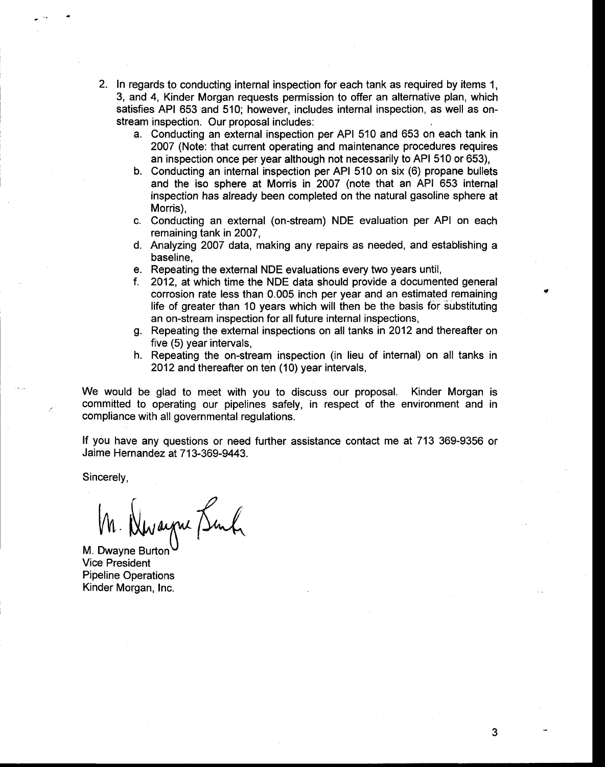2. In regards to conducting internal inspection for each tank as required by items 1, 3, and 4, Kinder Morgan requests permission to offer an alternative plan, which satisfies API 653 and 510; however, includes internal inspection, as well as on-stream inspection. Our proposal includes:
   a. Conducting an external inspection per API 510 and 653 on each tank in 2007 (Note: that current operating and maintenance procedures requires an inspection once per year although not necessarily to API 510 or 653),
   b. Conducting an internal inspection per API 510 on six (6) propane bullets and the iso sphere at Morris in 2007 (note that an API 653 internal inspection has already been completed on the natural gasoline sphere at Morris),
   c. Conducting an external (on-stream) NDE evaluation per API on each remaining tank in 2007,
   d. Analyzing 2007 data, making any repairs as needed, and establishing a baseline,
   e. Repeating the external NDE evaluations every two years until,
   f. 2012, at which time the NDE data should provide a documented general corrosion rate less than 0.005 inch per year and an estimated remaining life of greater than 10 years which will then be the basis for substituting an on-stream inspection for all future internal inspections,
   g. Repeating the external inspections on all tanks in 2012 and thereafter on five (5) year intervals,
   h. Repeating the on-stream inspection (in lieu of internal) on all tanks in 2012 and thereafter on ten (10) year intervals,

We would be glad to meet with you to discuss our proposal. Kinder Morgan is committed to operating our pipelines safely, in respect of the environment and in compliance with all governmental regulations.

If you have any questions or need further assistance contact me at 713 369-9356 or Jaime Hernandez at 713-369-9443.

Sincerely,

M. Dwayne Burton
Vice President
Pipeline Operations
Kinder Morgan, Inc.